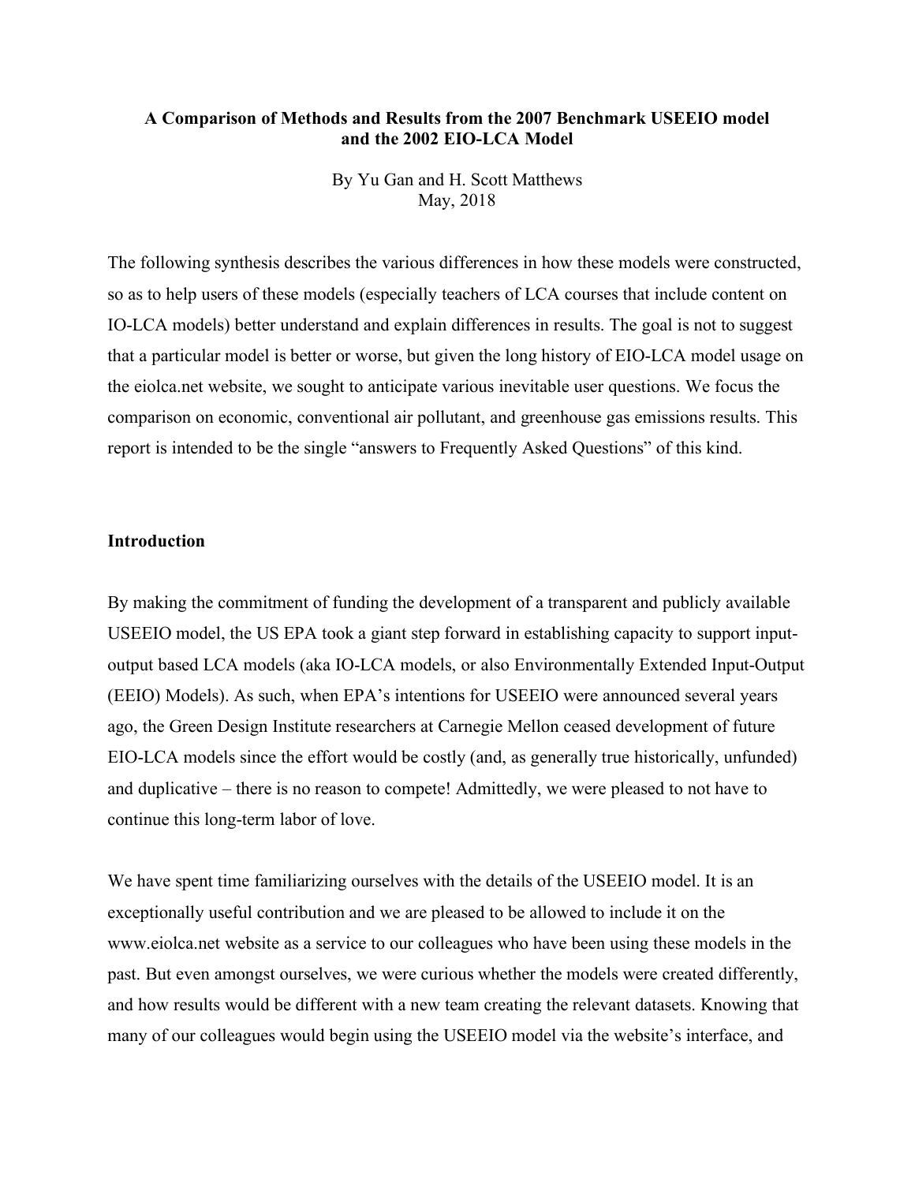# A Comparison of Methods and Results from the 2007 Benchmark USEEIO model and the 2002 EIO-LCA Model

By Yu Gan and H. Scott Matthews
May, 2018

The following synthesis describes the various differences in how these models were constructed, so as to help users of these models (especially teachers of LCA courses that include content on IO-LCA models) better understand and explain differences in results. The goal is not to suggest that a particular model is better or worse, but given the long history of EIO-LCA model usage on the eiolca.net website, we sought to anticipate various inevitable user questions. We focus the comparison on economic, conventional air pollutant, and greenhouse gas emissions results. This report is intended to be the single "answers to Frequently Asked Questions" of this kind.

## Introduction

By making the commitment of funding the development of a transparent and publicly available USEEIO model, the US EPA took a giant step forward in establishing capacity to support input-output based LCA models (aka IO-LCA models, or also Environmentally Extended Input-Output (EEIO) Models). As such, when EPA's intentions for USEEIO were announced several years ago, the Green Design Institute researchers at Carnegie Mellon ceased development of future EIO-LCA models since the effort would be costly (and, as generally true historically, unfunded) and duplicative – there is no reason to compete! Admittedly, we were pleased to not have to continue this long-term labor of love.

We have spent time familiarizing ourselves with the details of the USEEIO model. It is an exceptionally useful contribution and we are pleased to be allowed to include it on the www.eiolca.net website as a service to our colleagues who have been using these models in the past. But even amongst ourselves, we were curious whether the models were created differently, and how results would be different with a new team creating the relevant datasets. Knowing that many of our colleagues would begin using the USEEIO model via the website's interface, and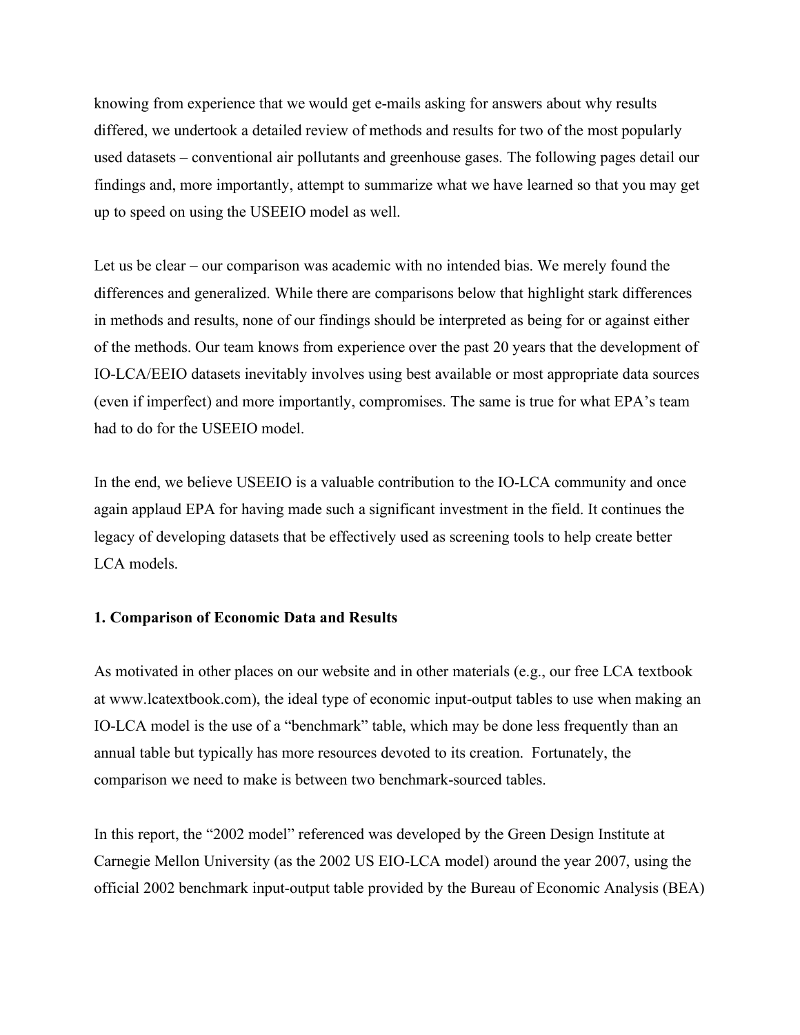knowing from experience that we would get e-mails asking for answers about why results differed, we undertook a detailed review of methods and results for two of the most popularly used datasets – conventional air pollutants and greenhouse gases. The following pages detail our findings and, more importantly, attempt to summarize what we have learned so that you may get up to speed on using the USEEIO model as well.

Let us be clear – our comparison was academic with no intended bias. We merely found the differences and generalized. While there are comparisons below that highlight stark differences in methods and results, none of our findings should be interpreted as being for or against either of the methods. Our team knows from experience over the past 20 years that the development of IO-LCA/EEIO datasets inevitably involves using best available or most appropriate data sources (even if imperfect) and more importantly, compromises. The same is true for what EPA's team had to do for the USEEIO model.

In the end, we believe USEEIO is a valuable contribution to the IO-LCA community and once again applaud EPA for having made such a significant investment in the field. It continues the legacy of developing datasets that be effectively used as screening tools to help create better LCA models.

**1. Comparison of Economic Data and Results**

As motivated in other places on our website and in other materials (e.g., our free LCA textbook at www.lcatextbook.com), the ideal type of economic input-output tables to use when making an IO-LCA model is the use of a "benchmark" table, which may be done less frequently than an annual table but typically has more resources devoted to its creation. Fortunately, the comparison we need to make is between two benchmark-sourced tables.

In this report, the "2002 model" referenced was developed by the Green Design Institute at Carnegie Mellon University (as the 2002 US EIO-LCA model) around the year 2007, using the official 2002 benchmark input-output table provided by the Bureau of Economic Analysis (BEA)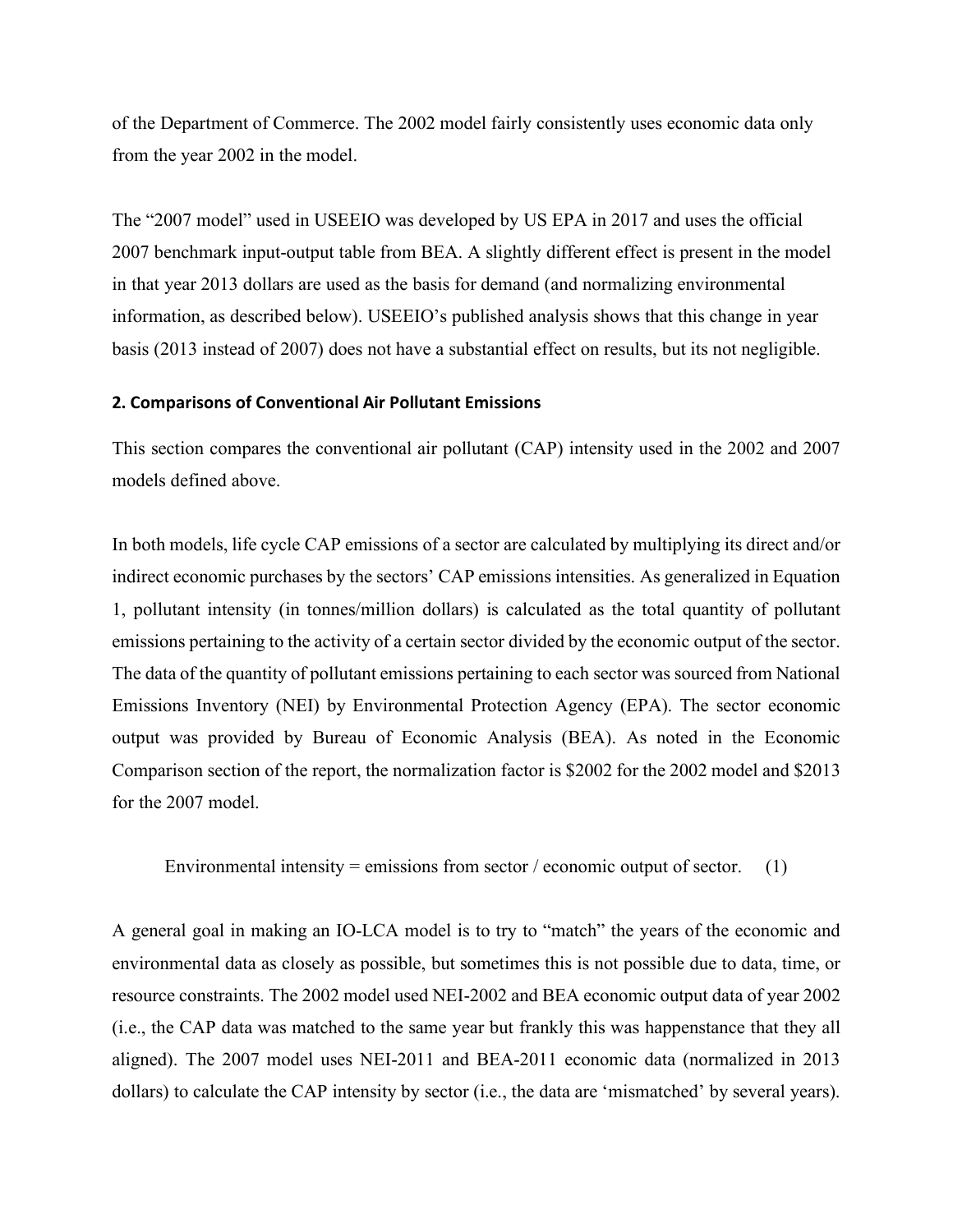of the Department of Commerce. The 2002 model fairly consistently uses economic data only from the year 2002 in the model.

The “2007 model” used in USEEIO was developed by US EPA in 2017 and uses the official 2007 benchmark input-output table from BEA. A slightly different effect is present in the model in that year 2013 dollars are used as the basis for demand (and normalizing environmental information, as described below). USEEIO’s published analysis shows that this change in year basis (2013 instead of 2007) does not have a substantial effect on results, but its not negligible.

## 2. Comparisons of Conventional Air Pollutant Emissions

This section compares the conventional air pollutant (CAP) intensity used in the 2002 and 2007 models defined above.

In both models, life cycle CAP emissions of a sector are calculated by multiplying its direct and/or indirect economic purchases by the sectors’ CAP emissions intensities. As generalized in Equation 1, pollutant intensity (in tonnes/million dollars) is calculated as the total quantity of pollutant emissions pertaining to the activity of a certain sector divided by the economic output of the sector. The data of the quantity of pollutant emissions pertaining to each sector was sourced from National Emissions Inventory (NEI) by Environmental Protection Agency (EPA). The sector economic output was provided by Bureau of Economic Analysis (BEA). As noted in the Economic Comparison section of the report, the normalization factor is $2002 for the 2002 model and $2013 for the 2007 model.

$$\text{Environmental intensity} = \text{emissions from sector} / \text{economic output of sector.} \quad (1)$$

A general goal in making an IO-LCA model is to try to “match” the years of the economic and environmental data as closely as possible, but sometimes this is not possible due to data, time, or resource constraints. The 2002 model used NEI-2002 and BEA economic output data of year 2002 (i.e., the CAP data was matched to the same year but frankly this was happenstance that they all aligned). The 2007 model uses NEI-2011 and BEA-2011 economic data (normalized in 2013 dollars) to calculate the CAP intensity by sector (i.e., the data are ‘mismatched’ by several years).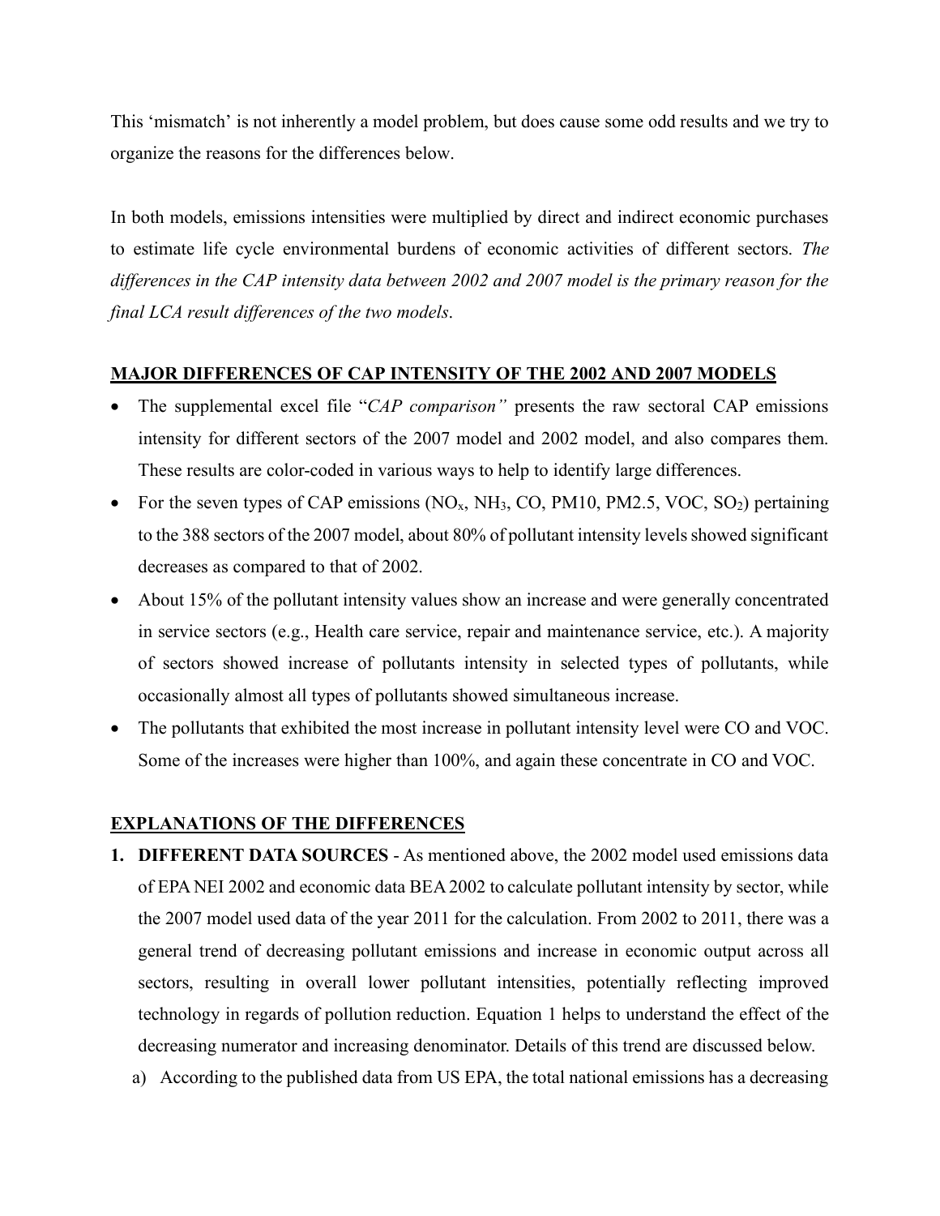This 'mismatch' is not inherently a model problem, but does cause some odd results and we try to organize the reasons for the differences below.

In both models, emissions intensities were multiplied by direct and indirect economic purchases to estimate life cycle environmental burdens of economic activities of different sectors. *The differences in the CAP intensity data between 2002 and 2007 model is the primary reason for the final LCA result differences of the two models*.

## MAJOR DIFFERENCES OF CAP INTENSITY OF THE 2002 AND 2007 MODELS

- The supplemental excel file "*CAP comparison"* presents the raw sectoral CAP emissions intensity for different sectors of the 2007 model and 2002 model, and also compares them. These results are color-coded in various ways to help to identify large differences.
- For the seven types of CAP emissions ($NO_x$, $NH_3$, CO, PM10, PM2.5, VOC, $SO_2$) pertaining to the 388 sectors of the 2007 model, about 80% of pollutant intensity levels showed significant decreases as compared to that of 2002.
- About 15% of the pollutant intensity values show an increase and were generally concentrated in service sectors (e.g., Health care service, repair and maintenance service, etc.). A majority of sectors showed increase of pollutants intensity in selected types of pollutants, while occasionally almost all types of pollutants showed simultaneous increase.
- The pollutants that exhibited the most increase in pollutant intensity level were CO and VOC. Some of the increases were higher than 100%, and again these concentrate in CO and VOC.

## EXPLANATIONS OF THE DIFFERENCES

1. **DIFFERENT DATA SOURCES** - As mentioned above, the 2002 model used emissions data of EPA NEI 2002 and economic data BEA 2002 to calculate pollutant intensity by sector, while the 2007 model used data of the year 2011 for the calculation. From 2002 to 2011, there was a general trend of decreasing pollutant emissions and increase in economic output across all sectors, resulting in overall lower pollutant intensities, potentially reflecting improved technology in regards of pollution reduction. Equation 1 helps to understand the effect of the decreasing numerator and increasing denominator. Details of this trend are discussed below.
   a) According to the published data from US EPA, the total national emissions has a decreasing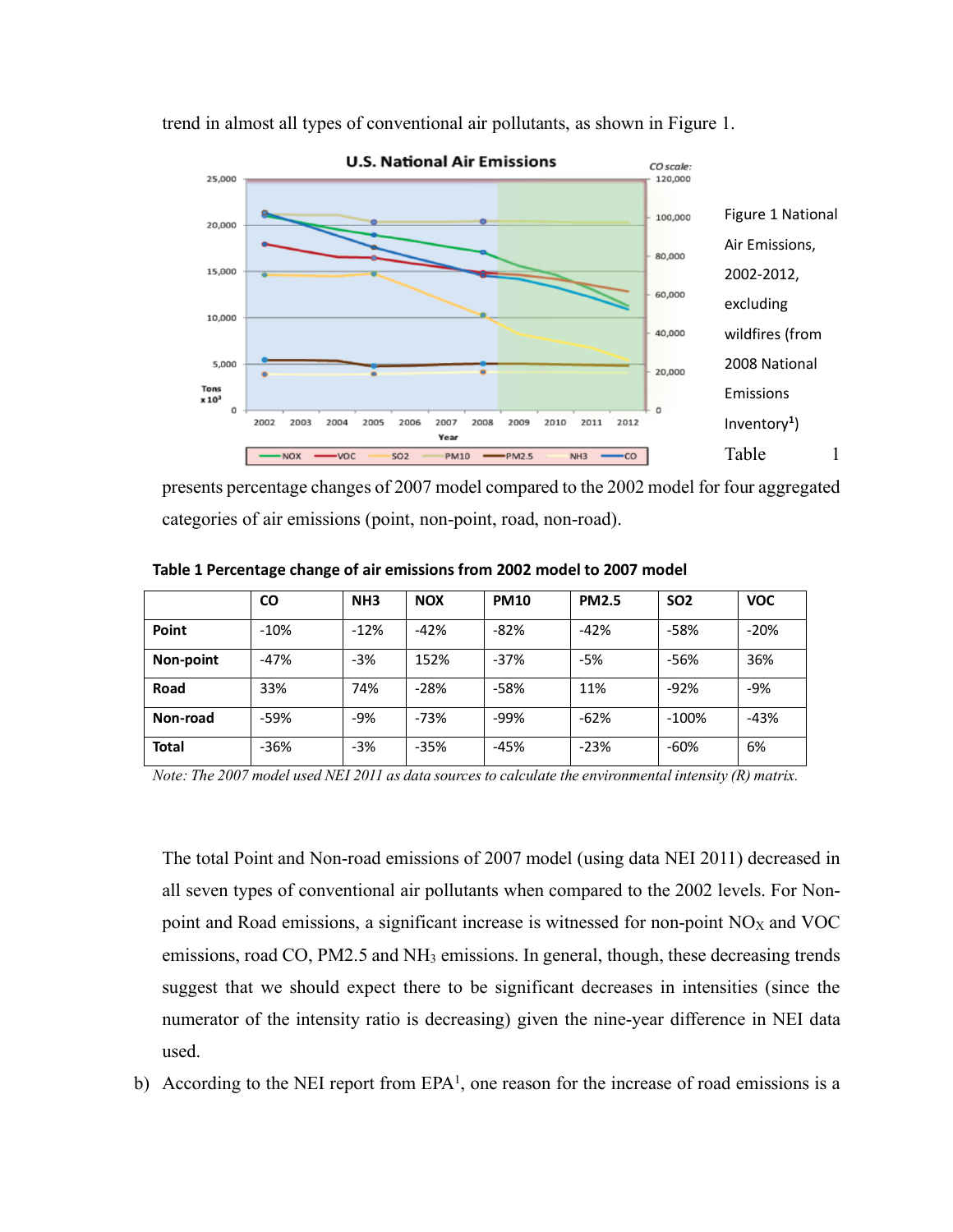trend in almost all types of conventional air pollutants, as shown in Figure 1.

Figure 1 National Air Emissions, 2002-2012, excluding wildfires (from 2008 National Emissions Inventory[1])

Table 1 presents percentage changes of 2007 model compared to the 2002 model for four aggregated categories of air emissions (point, non-point, road, non-road).

**Table 1 Percentage change of air emissions from 2002 model to 2007 model**

| | CO | NH3 | NOX | PM10 | PM2.5 | SO2 | VOC |
|---|---|---|---|---|---|---|---|
| **Point** | -10% | -12% | -42% | -82% | -42% | -58% | -20% |
| **Non-point** | -47% | -3% | 152% | -37% | -5% | -56% | 36% |
| **Road** | 33% | 74% | -28% | -58% | 11% | -92% | -9% |
| **Non-road** | -59% | -9% | -73% | -99% | -62% | -100% | -43% |
| **Total** | -36% | -3% | -35% | -45% | -23% | -60% | 6% |

*Note: The 2007 model used NEI 2011 as data sources to calculate the environmental intensity (R) matrix.*

The total Point and Non-road emissions of 2007 model (using data NEI 2011) decreased in all seven types of conventional air pollutants when compared to the 2002 levels. For Non-point and Road emissions, a significant increase is witnessed for non-point $NO_X$ and VOC emissions, road CO, PM2.5 and $NH_3$ emissions. In general, though, these decreasing trends suggest that we should expect there to be significant decreases in intensities (since the numerator of the intensity ratio is decreasing) given the nine-year difference in NEI data used.

b) According to the NEI report from EPA[1], one reason for the increase of road emissions is a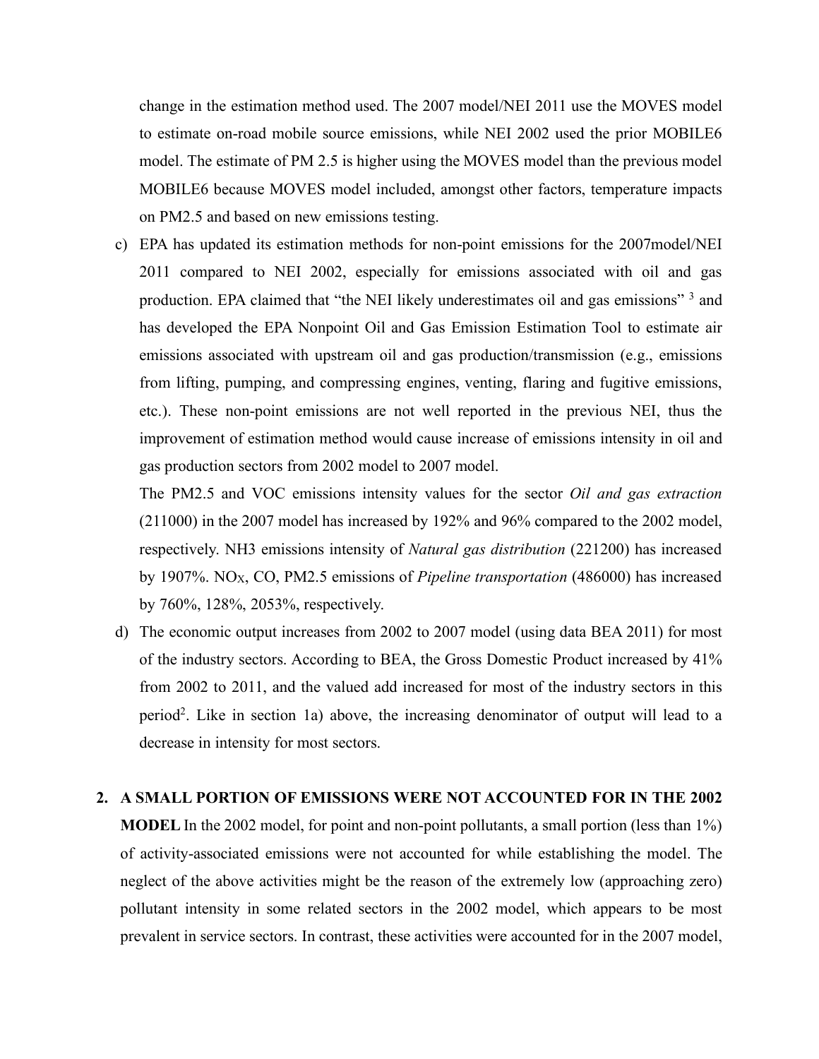change in the estimation method used. The 2007 model/NEI 2011 use the MOVES model to estimate on-road mobile source emissions, while NEI 2002 used the prior MOBILE6 model. The estimate of PM 2.5 is higher using the MOVES model than the previous model MOBILE6 because MOVES model included, amongst other factors, temperature impacts on PM2.5 and based on new emissions testing.

c) EPA has updated its estimation methods for non-point emissions for the 2007model/NEI 2011 compared to NEI 2002, especially for emissions associated with oil and gas production. EPA claimed that "the NEI likely underestimates oil and gas emissions" [3] and has developed the EPA Nonpoint Oil and Gas Emission Estimation Tool to estimate air emissions associated with upstream oil and gas production/transmission (e.g., emissions from lifting, pumping, and compressing engines, venting, flaring and fugitive emissions, etc.). These non-point emissions are not well reported in the previous NEI, thus the improvement of estimation method would cause increase of emissions intensity in oil and gas production sectors from 2002 model to 2007 model.

   The PM2.5 and VOC emissions intensity values for the sector *Oil and gas extraction* (211000) in the 2007 model has increased by 192% and 96% compared to the 2002 model, respectively. NH3 emissions intensity of *Natural gas distribution* (221200) has increased by 1907%. $NO_X$, CO, PM2.5 emissions of *Pipeline transportation* (486000) has increased by 760%, 128%, 2053%, respectively.

d) The economic output increases from 2002 to 2007 model (using data BEA 2011) for most of the industry sectors. According to BEA, the Gross Domestic Product increased by 41% from 2002 to 2011, and the valued add increased for most of the industry sectors in this period[2]. Like in section 1a) above, the increasing denominator of output will lead to a decrease in intensity for most sectors.

2. **A SMALL PORTION OF EMISSIONS WERE NOT ACCOUNTED FOR IN THE 2002 MODEL** In the 2002 model, for point and non-point pollutants, a small portion (less than 1%) of activity-associated emissions were not accounted for while establishing the model. The neglect of the above activities might be the reason of the extremely low (approaching zero) pollutant intensity in some related sectors in the 2002 model, which appears to be most prevalent in service sectors. In contrast, these activities were accounted for in the 2007 model,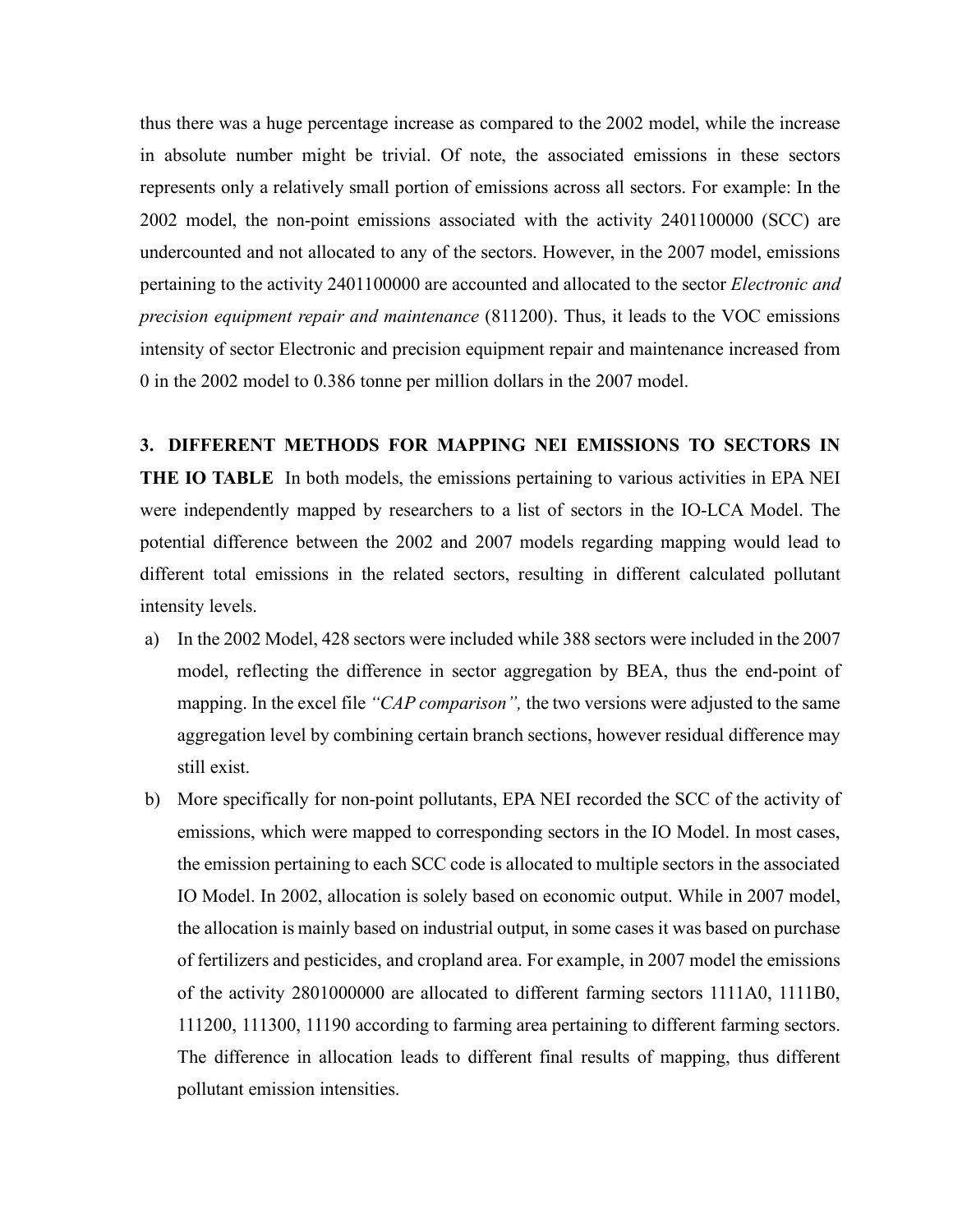thus there was a huge percentage increase as compared to the 2002 model, while the increase in absolute number might be trivial. Of note, the associated emissions in these sectors represents only a relatively small portion of emissions across all sectors. For example: In the 2002 model, the non-point emissions associated with the activity 2401100000 (SCC) are undercounted and not allocated to any of the sectors. However, in the 2007 model, emissions pertaining to the activity 2401100000 are accounted and allocated to the sector *Electronic and precision equipment repair and maintenance* (811200). Thus, it leads to the VOC emissions intensity of sector Electronic and precision equipment repair and maintenance increased from 0 in the 2002 model to 0.386 tonne per million dollars in the 2007 model.

**3. DIFFERENT METHODS FOR MAPPING NEI EMISSIONS TO SECTORS IN THE IO TABLE** In both models, the emissions pertaining to various activities in EPA NEI were independently mapped by researchers to a list of sectors in the IO-LCA Model. The potential difference between the 2002 and 2007 models regarding mapping would lead to different total emissions in the related sectors, resulting in different calculated pollutant intensity levels.

a) In the 2002 Model, 428 sectors were included while 388 sectors were included in the 2007 model, reflecting the difference in sector aggregation by BEA, thus the end-point of mapping. In the excel file *"CAP comparison",* the two versions were adjusted to the same aggregation level by combining certain branch sections, however residual difference may still exist.

b) More specifically for non-point pollutants, EPA NEI recorded the SCC of the activity of emissions, which were mapped to corresponding sectors in the IO Model. In most cases, the emission pertaining to each SCC code is allocated to multiple sectors in the associated IO Model. In 2002, allocation is solely based on economic output. While in 2007 model, the allocation is mainly based on industrial output, in some cases it was based on purchase of fertilizers and pesticides, and cropland area. For example, in 2007 model the emissions of the activity 2801000000 are allocated to different farming sectors 1111A0, 1111B0, 111200, 111300, 11190 according to farming area pertaining to different farming sectors. The difference in allocation leads to different final results of mapping, thus different pollutant emission intensities.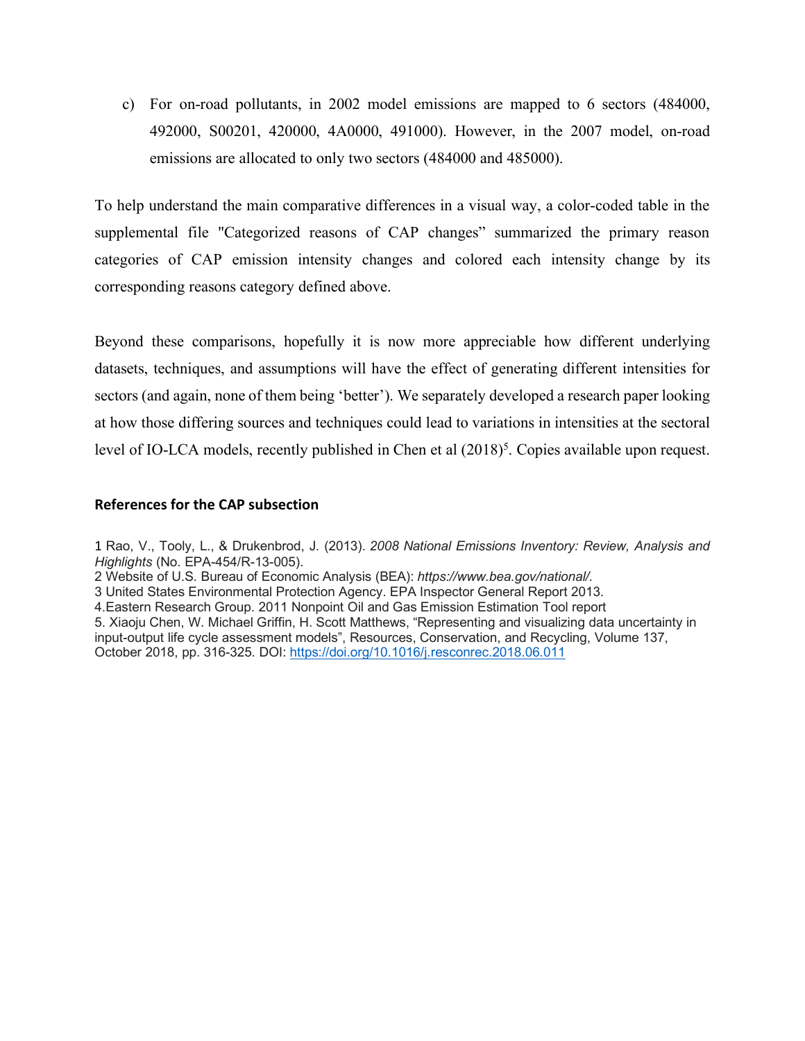c) For on-road pollutants, in 2002 model emissions are mapped to 6 sectors (484000, 492000, S00201, 420000, 4A0000, 491000). However, in the 2007 model, on-road emissions are allocated to only two sectors (484000 and 485000).

To help understand the main comparative differences in a visual way, a color-coded table in the supplemental file "Categorized reasons of CAP changes" summarized the primary reason categories of CAP emission intensity changes and colored each intensity change by its corresponding reasons category defined above.

Beyond these comparisons, hopefully it is now more appreciable how different underlying datasets, techniques, and assumptions will have the effect of generating different intensities for sectors (and again, none of them being 'better'). We separately developed a research paper looking at how those differing sources and techniques could lead to variations in intensities at the sectoral level of IO-LCA models, recently published in Chen et al (2018)[5]. Copies available upon request.

### References for the CAP subsection

1 Rao, V., Tooly, L., & Drukenbrod, J. (2013). *2008 National Emissions Inventory: Review, Analysis and Highlights* (No. EPA-454/R-13-005).
2 Website of U.S. Bureau of Economic Analysis (BEA): *https://www.bea.gov/national/.*
3 United States Environmental Protection Agency. EPA Inspector General Report 2013.
4.Eastern Research Group. 2011 Nonpoint Oil and Gas Emission Estimation Tool report
5. Xiaoju Chen, W. Michael Griffin, H. Scott Matthews, "Representing and visualizing data uncertainty in input-output life cycle assessment models", Resources, Conservation, and Recycling, Volume 137, October 2018, pp. 316-325. DOI: https://doi.org/10.1016/j.resconrec.2018.06.011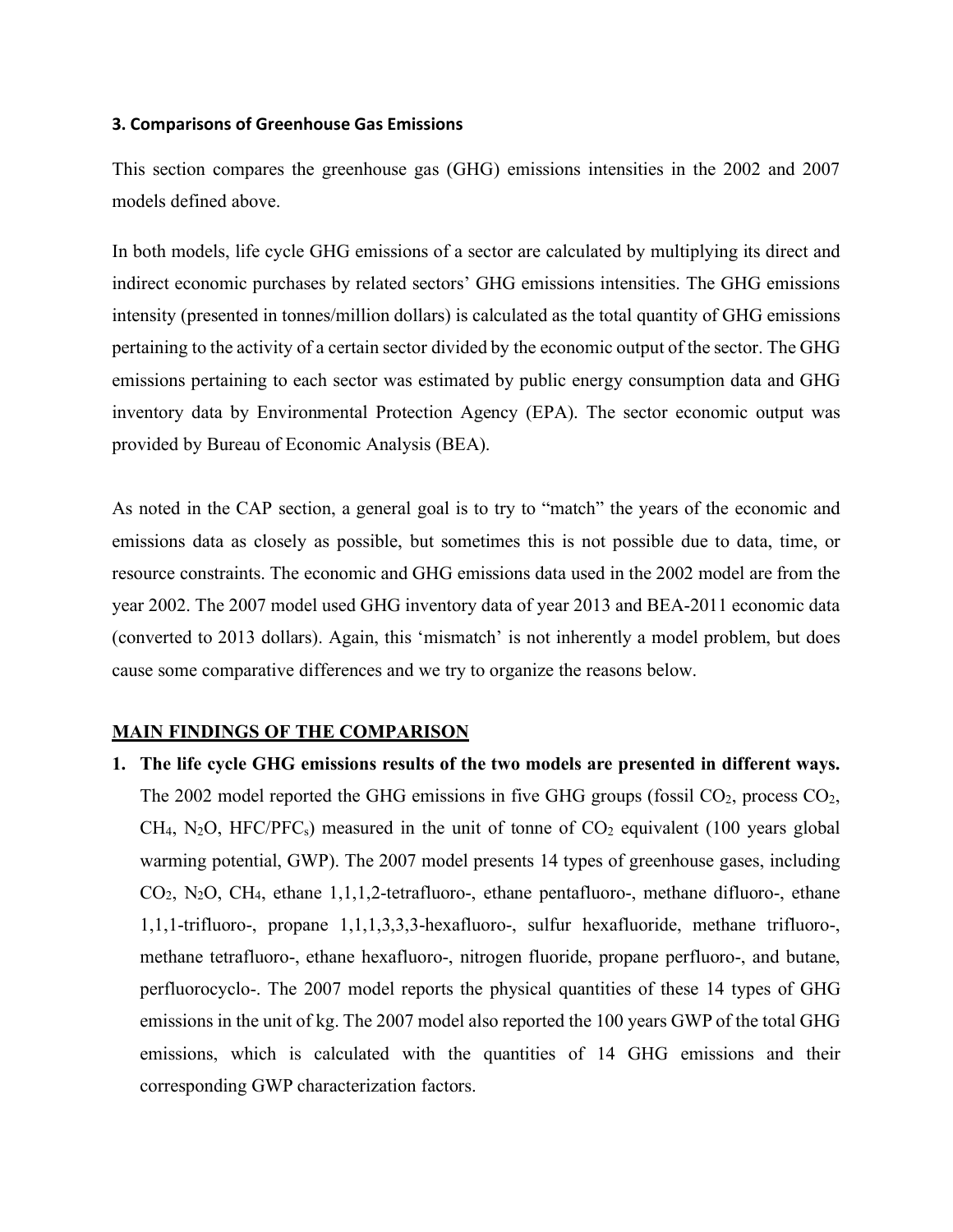### 3. Comparisons of Greenhouse Gas Emissions

This section compares the greenhouse gas (GHG) emissions intensities in the 2002 and 2007 models defined above.

In both models, life cycle GHG emissions of a sector are calculated by multiplying its direct and indirect economic purchases by related sectors' GHG emissions intensities. The GHG emissions intensity (presented in tonnes/million dollars) is calculated as the total quantity of GHG emissions pertaining to the activity of a certain sector divided by the economic output of the sector. The GHG emissions pertaining to each sector was estimated by public energy consumption data and GHG inventory data by Environmental Protection Agency (EPA). The sector economic output was provided by Bureau of Economic Analysis (BEA).

As noted in the CAP section, a general goal is to try to "match" the years of the economic and emissions data as closely as possible, but sometimes this is not possible due to data, time, or resource constraints. The economic and GHG emissions data used in the 2002 model are from the year 2002. The 2007 model used GHG inventory data of year 2013 and BEA-2011 economic data (converted to 2013 dollars). Again, this 'mismatch' is not inherently a model problem, but does cause some comparative differences and we try to organize the reasons below.

**MAIN FINDINGS OF THE COMPARISON**

1. **The life cycle GHG emissions results of the two models are presented in different ways.** The 2002 model reported the GHG emissions in five GHG groups (fossil $CO_2$, process $CO_2$, $CH_4$, $N_2O$, HFC/PFC$_s$) measured in the unit of tonne of $CO_2$ equivalent (100 years global warming potential, GWP). The 2007 model presents 14 types of greenhouse gases, including $CO_2$, $N_2O$, $CH_4$, ethane 1,1,1,2-tetrafluoro-, ethane pentafluoro-, methane difluoro-, ethane 1,1,1-trifluoro-, propane 1,1,1,3,3,3-hexafluoro-, sulfur hexafluoride, methane trifluoro-, methane tetrafluoro-, ethane hexafluoro-, nitrogen fluoride, propane perfluoro-, and butane, perfluorocyclo-. The 2007 model reports the physical quantities of these 14 types of GHG emissions in the unit of kg. The 2007 model also reported the 100 years GWP of the total GHG emissions, which is calculated with the quantities of 14 GHG emissions and their corresponding GWP characterization factors.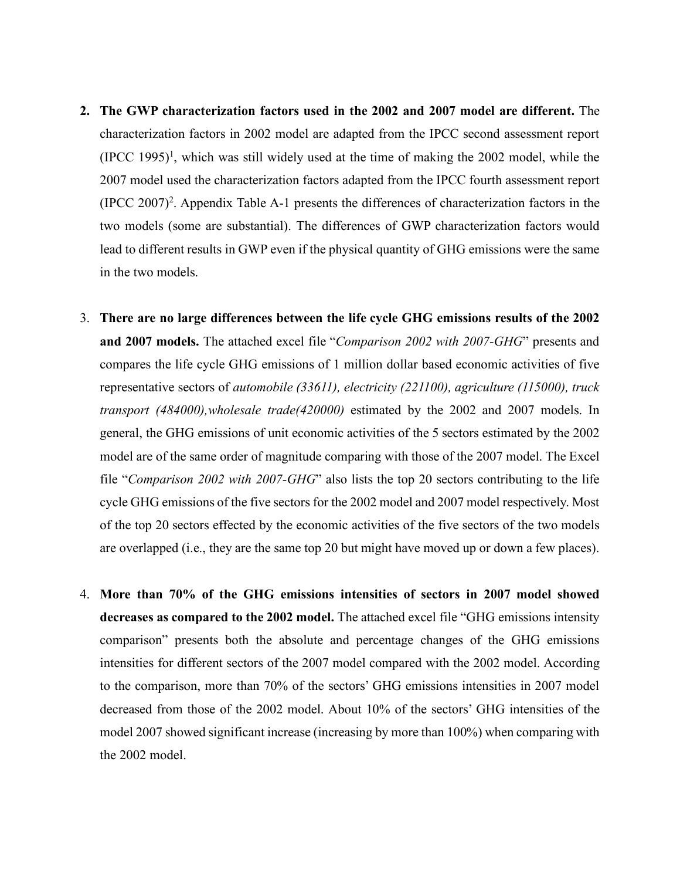2. **The GWP characterization factors used in the 2002 and 2007 model are different.** The characterization factors in 2002 model are adapted from the IPCC second assessment report (IPCC 1995)[1], which was still widely used at the time of making the 2002 model, while the 2007 model used the characterization factors adapted from the IPCC fourth assessment report (IPCC 2007)[2]. Appendix Table A-1 presents the differences of characterization factors in the two models (some are substantial). The differences of GWP characterization factors would lead to different results in GWP even if the physical quantity of GHG emissions were the same in the two models.

3. **There are no large differences between the life cycle GHG emissions results of the 2002 and 2007 models.** The attached excel file "*Comparison 2002 with 2007-GHG*" presents and compares the life cycle GHG emissions of 1 million dollar based economic activities of five representative sectors of *automobile (33611), electricity (221100), agriculture (115000), truck transport (484000),wholesale trade(420000)* estimated by the 2002 and 2007 models. In general, the GHG emissions of unit economic activities of the 5 sectors estimated by the 2002 model are of the same order of magnitude comparing with those of the 2007 model. The Excel file "*Comparison 2002 with 2007-GHG*" also lists the top 20 sectors contributing to the life cycle GHG emissions of the five sectors for the 2002 model and 2007 model respectively. Most of the top 20 sectors effected by the economic activities of the five sectors of the two models are overlapped (i.e., they are the same top 20 but might have moved up or down a few places).

4. **More than 70% of the GHG emissions intensities of sectors in 2007 model showed decreases as compared to the 2002 model.** The attached excel file "GHG emissions intensity comparison" presents both the absolute and percentage changes of the GHG emissions intensities for different sectors of the 2007 model compared with the 2002 model. According to the comparison, more than 70% of the sectors' GHG emissions intensities in 2007 model decreased from those of the 2002 model. About 10% of the sectors' GHG intensities of the model 2007 showed significant increase (increasing by more than 100%) when comparing with the 2002 model.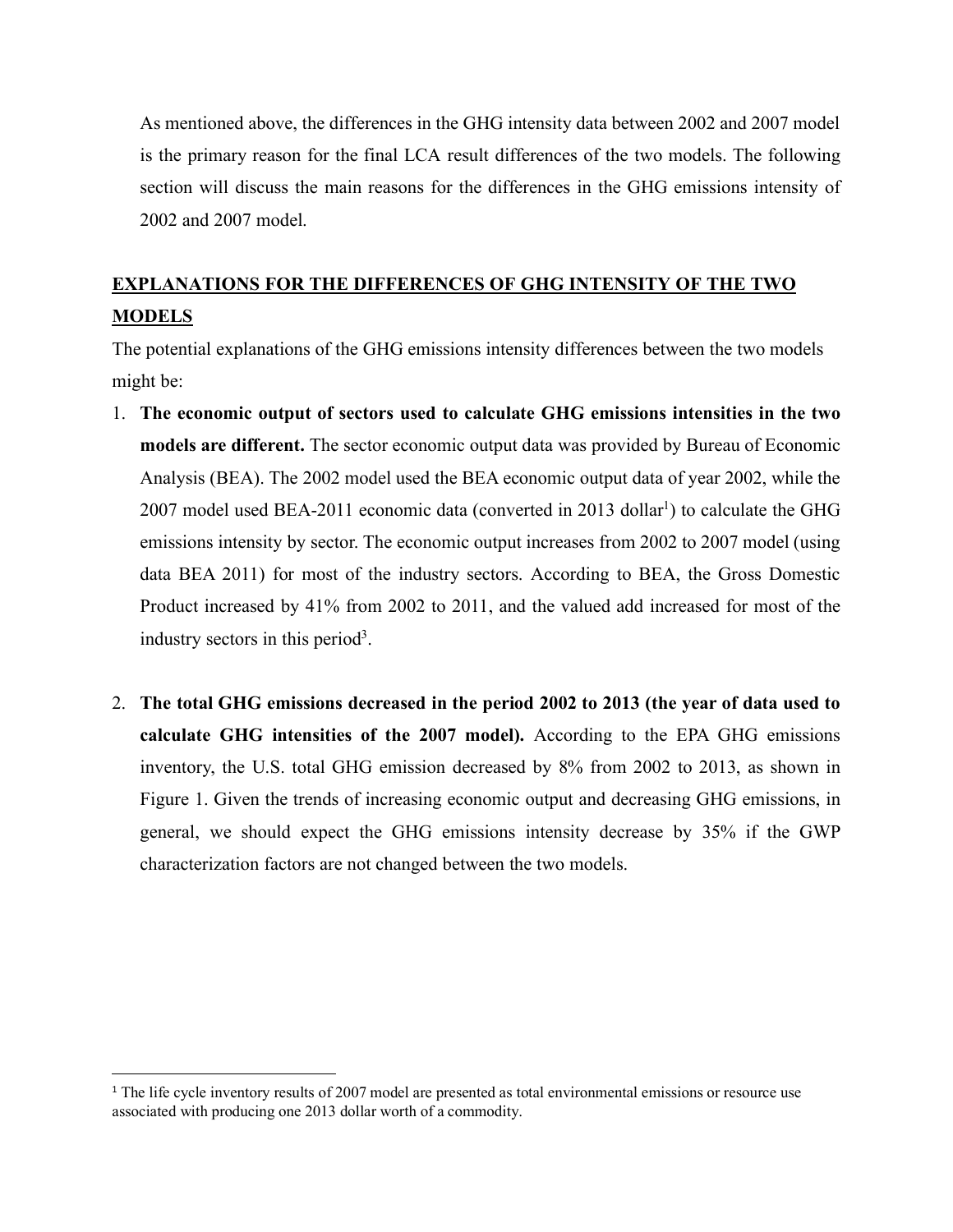As mentioned above, the differences in the GHG intensity data between 2002 and 2007 model is the primary reason for the final LCA result differences of the two models. The following section will discuss the main reasons for the differences in the GHG emissions intensity of 2002 and 2007 model.

## EXPLANATIONS FOR THE DIFFERENCES OF GHG INTENSITY OF THE TWO MODELS

The potential explanations of the GHG emissions intensity differences between the two models might be:

1. **The economic output of sectors used to calculate GHG emissions intensities in the two models are different.** The sector economic output data was provided by Bureau of Economic Analysis (BEA). The 2002 model used the BEA economic output data of year 2002, while the 2007 model used BEA-2011 economic data (converted in 2013 dollar[1]) to calculate the GHG emissions intensity by sector. The economic output increases from 2002 to 2007 model (using data BEA 2011) for most of the industry sectors. According to BEA, the Gross Domestic Product increased by 41% from 2002 to 2011, and the valued add increased for most of the industry sectors in this period[3].

2. **The total GHG emissions decreased in the period 2002 to 2013 (the year of data used to calculate GHG intensities of the 2007 model).** According to the EPA GHG emissions inventory, the U.S. total GHG emission decreased by 8% from 2002 to 2013, as shown in Figure 1. Given the trends of increasing economic output and decreasing GHG emissions, in general, we should expect the GHG emissions intensity decrease by 35% if the GWP characterization factors are not changed between the two models.

---

[1] The life cycle inventory results of 2007 model are presented as total environmental emissions or resource use associated with producing one 2013 dollar worth of a commodity.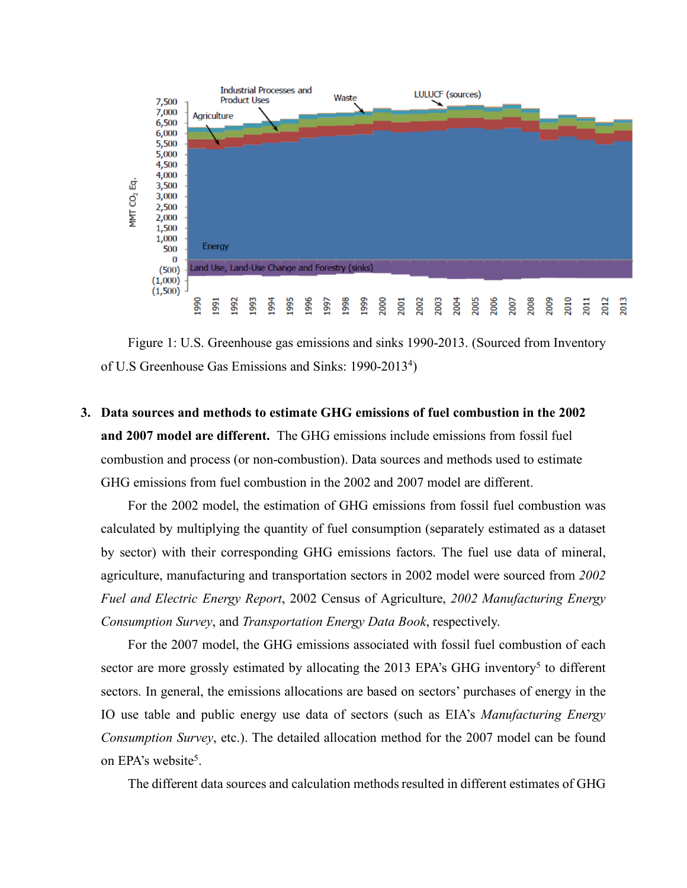Figure 1: U.S. Greenhouse gas emissions and sinks 1990-2013. (Sourced from Inventory of U.S Greenhouse Gas Emissions and Sinks: 1990-2013[4])

3. **Data sources and methods to estimate GHG emissions of fuel combustion in the 2002 and 2007 model are different.** The GHG emissions include emissions from fossil fuel combustion and process (or non-combustion). Data sources and methods used to estimate GHG emissions from fuel combustion in the 2002 and 2007 model are different.

   For the 2002 model, the estimation of GHG emissions from fossil fuel combustion was calculated by multiplying the quantity of fuel consumption (separately estimated as a dataset by sector) with their corresponding GHG emissions factors. The fuel use data of mineral, agriculture, manufacturing and transportation sectors in 2002 model were sourced from *2002 Fuel and Electric Energy Report*, 2002 Census of Agriculture, *2002 Manufacturing Energy Consumption Survey*, and *Transportation Energy Data Book*, respectively.

   For the 2007 model, the GHG emissions associated with fossil fuel combustion of each sector are more grossly estimated by allocating the 2013 EPA's GHG inventory[5] to different sectors. In general, the emissions allocations are based on sectors' purchases of energy in the IO use table and public energy use data of sectors (such as EIA's *Manufacturing Energy Consumption Survey*, etc.). The detailed allocation method for the 2007 model can be found on EPA's website[5].

   The different data sources and calculation methods resulted in different estimates of GHG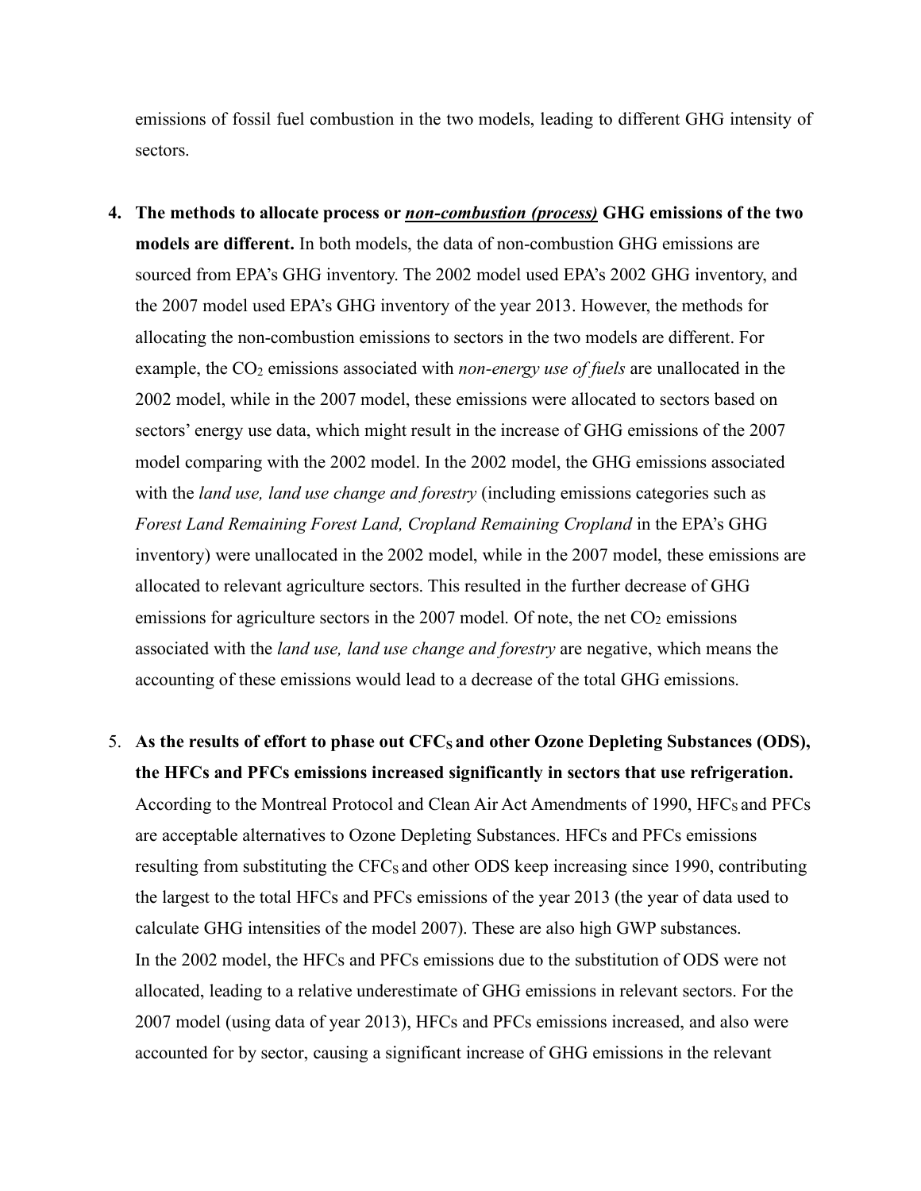emissions of fossil fuel combustion in the two models, leading to different GHG intensity of sectors.

4. **The methods to allocate process or _**non-combustion (process)**_ GHG emissions of the two models are different.** In both models, the data of non-combustion GHG emissions are sourced from EPA's GHG inventory. The 2002 model used EPA's 2002 GHG inventory, and the 2007 model used EPA's GHG inventory of the year 2013. However, the methods for allocating the non-combustion emissions to sectors in the two models are different. For example, the $CO_2$ emissions associated with *non-energy use of fuels* are unallocated in the 2002 model, while in the 2007 model, these emissions were allocated to sectors based on sectors' energy use data, which might result in the increase of GHG emissions of the 2007 model comparing with the 2002 model. In the 2002 model, the GHG emissions associated with the *land use, land use change and forestry* (including emissions categories such as *Forest Land Remaining Forest Land, Cropland Remaining Cropland* in the EPA's GHG inventory) were unallocated in the 2002 model, while in the 2007 model, these emissions are allocated to relevant agriculture sectors. This resulted in the further decrease of GHG emissions for agriculture sectors in the 2007 model. Of note, the net $CO_2$ emissions associated with the *land use, land use change and forestry* are negative, which means the accounting of these emissions would lead to a decrease of the total GHG emissions.

5. **As the results of effort to phase out $CFC_S$ and other Ozone Depleting Substances (ODS), the HFCs and PFCs emissions increased significantly in sectors that use refrigeration.** According to the Montreal Protocol and Clean Air Act Amendments of 1990, $HFC_S$ and PFCs are acceptable alternatives to Ozone Depleting Substances. HFCs and PFCs emissions resulting from substituting the $CFC_S$ and other ODS keep increasing since 1990, contributing the largest to the total HFCs and PFCs emissions of the year 2013 (the year of data used to calculate GHG intensities of the model 2007). These are also high GWP substances.
   In the 2002 model, the HFCs and PFCs emissions due to the substitution of ODS were not allocated, leading to a relative underestimate of GHG emissions in relevant sectors. For the 2007 model (using data of year 2013), HFCs and PFCs emissions increased, and also were accounted for by sector, causing a significant increase of GHG emissions in the relevant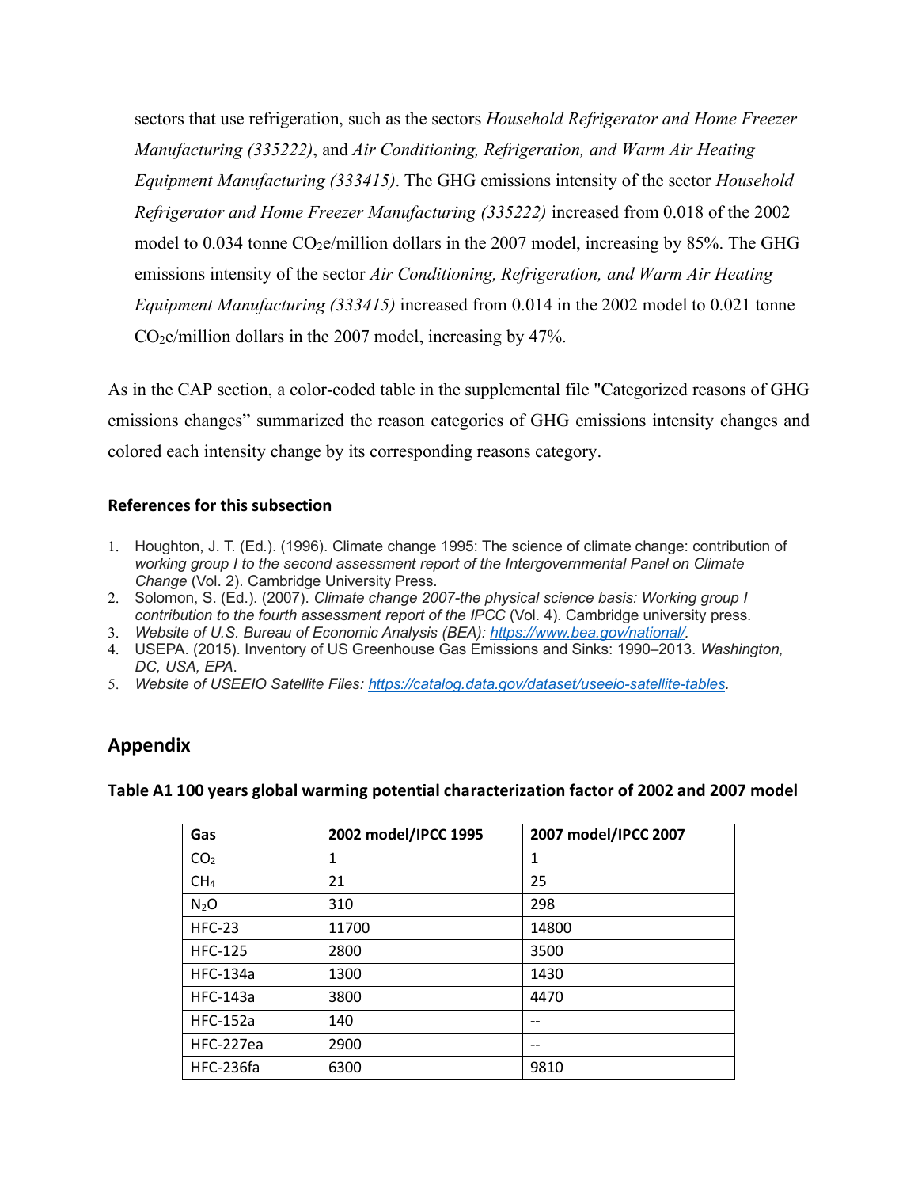sectors that use refrigeration, such as the sectors *Household Refrigerator and Home Freezer Manufacturing (335222)*, and *Air Conditioning, Refrigeration, and Warm Air Heating Equipment Manufacturing (333415)*. The GHG emissions intensity of the sector *Household Refrigerator and Home Freezer Manufacturing (335222)* increased from 0.018 of the 2002 model to 0.034 tonne $CO_2$e/million dollars in the 2007 model, increasing by 85%. The GHG emissions intensity of the sector *Air Conditioning, Refrigeration, and Warm Air Heating Equipment Manufacturing (333415)* increased from 0.014 in the 2002 model to 0.021 tonne $CO_2$e/million dollars in the 2007 model, increasing by 47%.

As in the CAP section, a color-coded table in the supplemental file "Categorized reasons of GHG emissions changes" summarized the reason categories of GHG emissions intensity changes and colored each intensity change by its corresponding reasons category.

#### References for this subsection

1. Houghton, J. T. (Ed.). (1996). Climate change 1995: The science of climate change: contribution of *working group I to the second assessment report of the Intergovernmental Panel on Climate Change* (Vol. 2). Cambridge University Press.
2. Solomon, S. (Ed.). (2007). *Climate change 2007-the physical science basis: Working group I contribution to the fourth assessment report of the IPCC* (Vol. 4). Cambridge university press.
3. *Website of U.S. Bureau of Economic Analysis (BEA): https://www.bea.gov/national/.*
4. USEPA. (2015). Inventory of US Greenhouse Gas Emissions and Sinks: 1990–2013. *Washington, DC, USA, EPA*.
5. *Website of USEEIO Satellite Files: https://catalog.data.gov/dataset/useeio-satellite-tables.*

## Appendix

#### Table A1 100 years global warming potential characterization factor of 2002 and 2007 model

| Gas | 2002 model/IPCC 1995 | 2007 model/IPCC 2007 |
|---|---|---|
| $CO_2$ | 1 | 1 |
| $CH_4$ | 21 | 25 |
| $N_2O$ | 310 | 298 |
| HFC-23 | 11700 | 14800 |
| HFC-125 | 2800 | 3500 |
| HFC-134a | 1300 | 1430 |
| HFC-143a | 3800 | 4470 |
| HFC-152a | 140 | -- |
| HFC-227ea | 2900 | -- |
| HFC-236fa | 6300 | 9810 |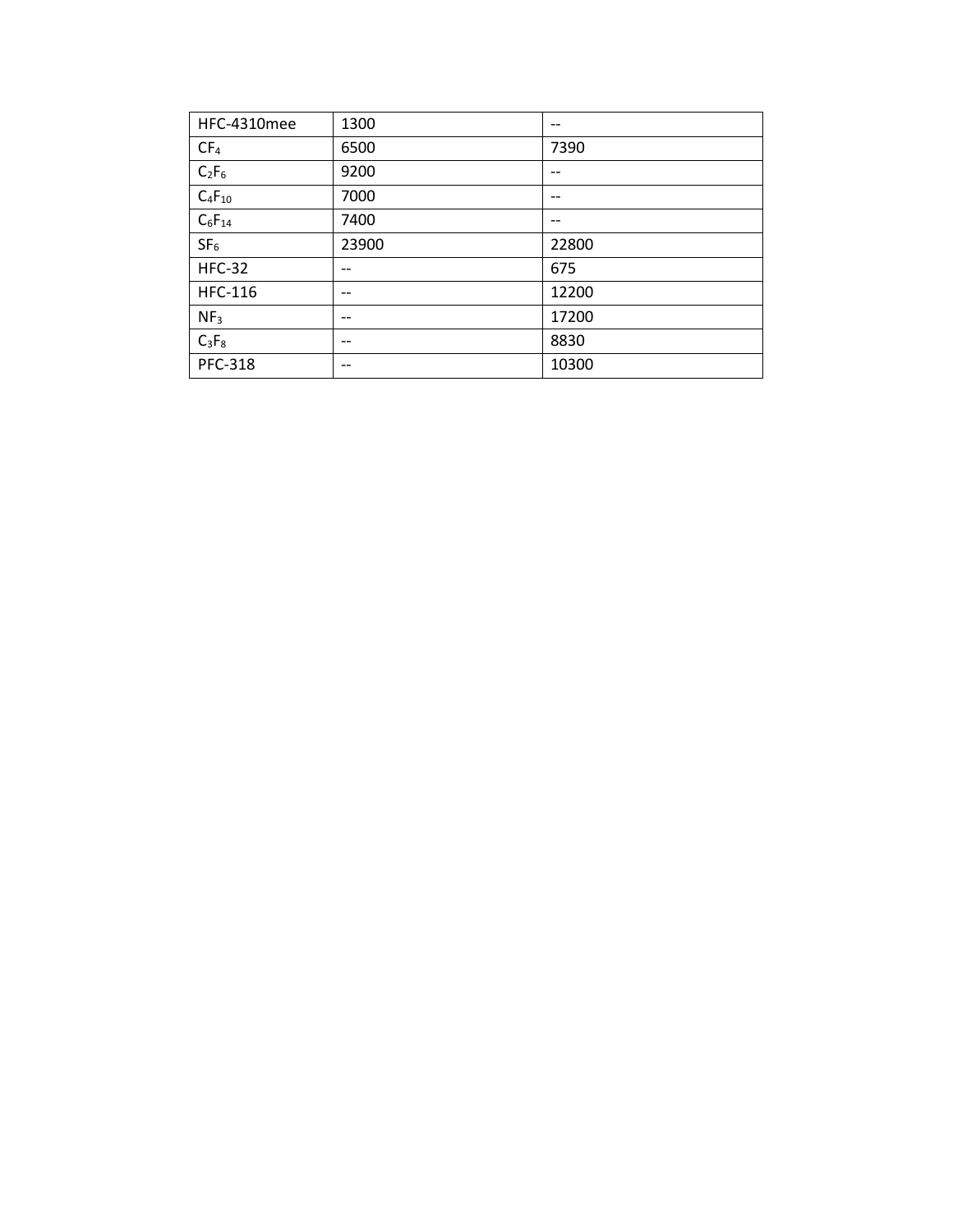| | | |
|---|---|---|
| HFC-4310mee | 1300 | -- |
| $CF_4$ | 6500 | 7390 |
| $C_2F_6$ | 9200 | -- |
| $C_4F_{10}$ | 7000 | -- |
| $C_6F_{14}$ | 7400 | -- |
| $SF_6$ | 23900 | 22800 |
| HFC-32 | -- | 675 |
| HFC-116 | -- | 12200 |
| $NF_3$ | -- | 17200 |
| $C_3F_8$ | -- | 8830 |
| PFC-318 | -- | 10300 |